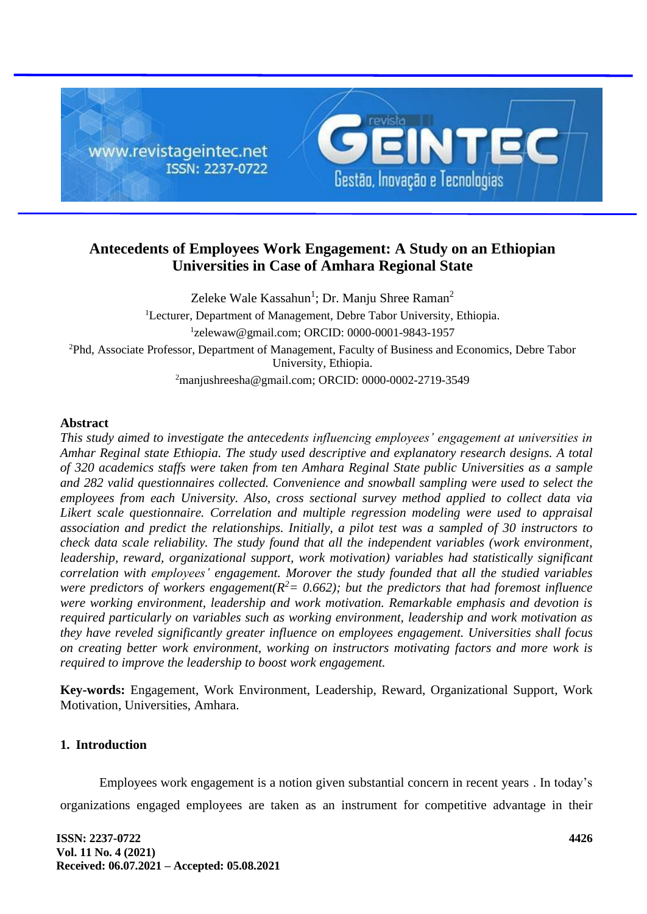# Antecedents of Employees Work Engagement: A Study on an Ethiopian Universities in Case of Amhara Regional State

Zeleke Wale Kassahun[1]; Dr. Manju Shree Raman[2]

[1]Lecturer, Department of Management, Debre Tabor University, Ethiopia.

[1]zelewaw@gmail.com; ORCID: 0000-0001-9843-1957

[2]Phd, Associate Professor, Department of Management, Faculty of Business and Economics, Debre Tabor University, Ethiopia.

[2]manjushreesha@gmail.com; ORCID: 0000-0002-2719-3549

## Abstract

*This study aimed to investigate the antecedents influencing employees' engagement at universities in Amhar Reginal state Ethiopia. The study used descriptive and explanatory research designs. A total of 320 academics staffs were taken from ten Amhara Reginal State public Universities as a sample and 282 valid questionnaires collected. Convenience and snowball sampling were used to select the employees from each University. Also, cross sectional survey method applied to collect data via Likert scale questionnaire. Correlation and multiple regression modeling were used to appraisal association and predict the relationships. Initially, a pilot test was a sampled of 30 instructors to check data scale reliability. The study found that all the independent variables (work environment, leadership, reward, organizational support, work motivation) variables had statistically significant correlation with employees' engagement. Morover the study founded that all the studied variables were predictors of workers engagement($R^2$= 0.662); but the predictors that had foremost influence were working environment, leadership and work motivation. Remarkable emphasis and devotion is required particularly on variables such as working environment, leadership and work motivation as they have reveled significantly greater influence on employees engagement. Universities shall focus on creating better work environment, working on instructors motivating factors and more work is required to improve the leadership to boost work engagement.*

**Key-words:** Engagement, Work Environment, Leadership, Reward, Organizational Support, Work Motivation, Universities, Amhara.

## 1. Introduction

Employees work engagement is a notion given substantial concern in recent years . In today's organizations engaged employees are taken as an instrument for competitive advantage in their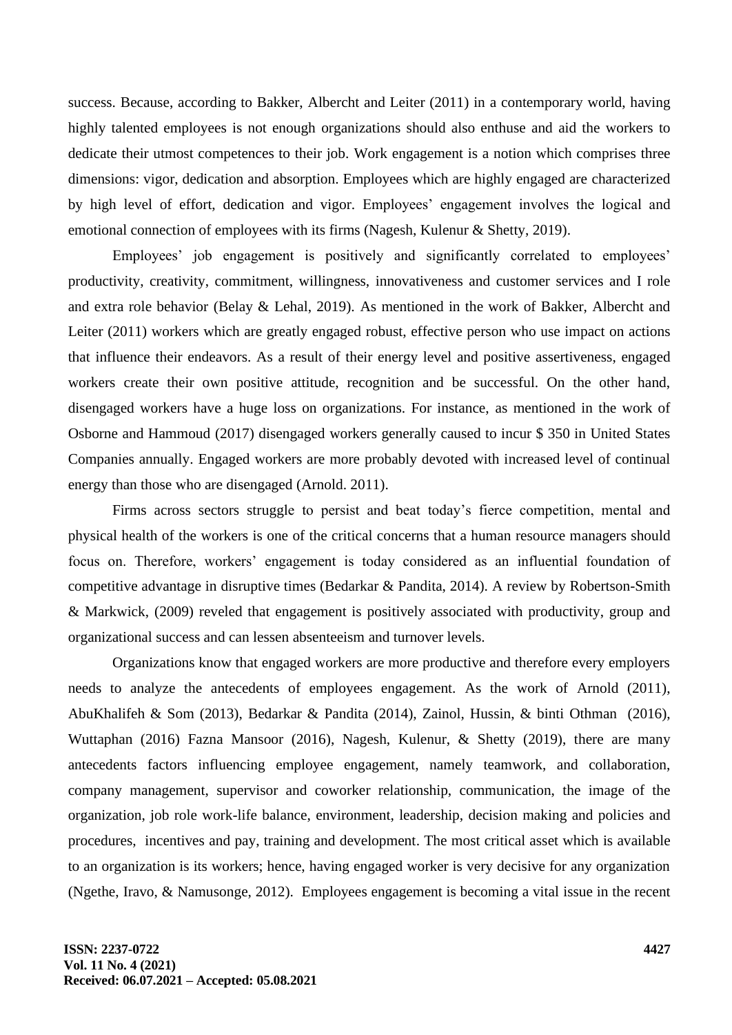success. Because, according to Bakker, Albercht and Leiter (2011) in a contemporary world, having highly talented employees is not enough organizations should also enthuse and aid the workers to dedicate their utmost competences to their job. Work engagement is a notion which comprises three dimensions: vigor, dedication and absorption. Employees which are highly engaged are characterized by high level of effort, dedication and vigor. Employees' engagement involves the logical and emotional connection of employees with its firms (Nagesh, Kulenur & Shetty, 2019).

Employees' job engagement is positively and significantly correlated to employees' productivity, creativity, commitment, willingness, innovativeness and customer services and I role and extra role behavior (Belay & Lehal, 2019). As mentioned in the work of Bakker, Albercht and Leiter (2011) workers which are greatly engaged robust, effective person who use impact on actions that influence their endeavors. As a result of their energy level and positive assertiveness, engaged workers create their own positive attitude, recognition and be successful. On the other hand, disengaged workers have a huge loss on organizations. For instance, as mentioned in the work of Osborne and Hammoud (2017) disengaged workers generally caused to incur $ 350 in United States Companies annually. Engaged workers are more probably devoted with increased level of continual energy than those who are disengaged (Arnold. 2011).

Firms across sectors struggle to persist and beat today's fierce competition, mental and physical health of the workers is one of the critical concerns that a human resource managers should focus on. Therefore, workers' engagement is today considered as an influential foundation of competitive advantage in disruptive times (Bedarkar & Pandita, 2014). A review by Robertson-Smith & Markwick, (2009) reveled that engagement is positively associated with productivity, group and organizational success and can lessen absenteeism and turnover levels.

Organizations know that engaged workers are more productive and therefore every employers needs to analyze the antecedents of employees engagement. As the work of Arnold (2011), AbuKhalifeh & Som (2013), Bedarkar & Pandita (2014), Zainol, Hussin, & binti Othman (2016), Wuttaphan (2016) Fazna Mansoor (2016), Nagesh, Kulenur, & Shetty (2019), there are many antecedents factors influencing employee engagement, namely teamwork, and collaboration, company management, supervisor and coworker relationship, communication, the image of the organization, job role work-life balance, environment, leadership, decision making and policies and procedures, incentives and pay, training and development. The most critical asset which is available to an organization is its workers; hence, having engaged worker is very decisive for any organization (Ngethe, Iravo, & Namusonge, 2012). Employees engagement is becoming a vital issue in the recent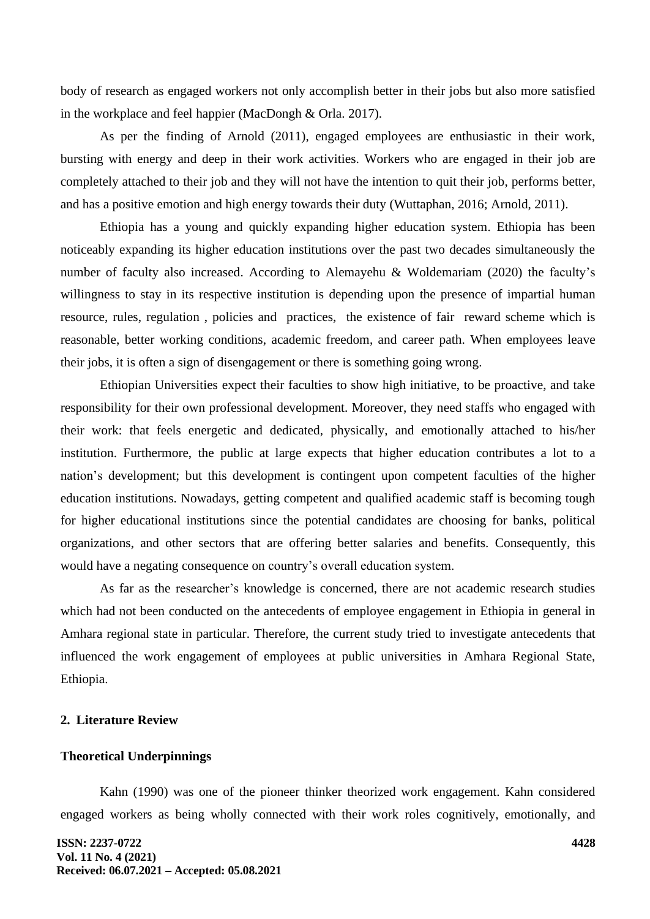body of research as engaged workers not only accomplish better in their jobs but also more satisfied in the workplace and feel happier (MacDongh & Orla. 2017).

As per the finding of Arnold (2011), engaged employees are enthusiastic in their work, bursting with energy and deep in their work activities. Workers who are engaged in their job are completely attached to their job and they will not have the intention to quit their job, performs better, and has a positive emotion and high energy towards their duty (Wuttaphan, 2016; Arnold, 2011).

Ethiopia has a young and quickly expanding higher education system. Ethiopia has been noticeably expanding its higher education institutions over the past two decades simultaneously the number of faculty also increased. According to Alemayehu & Woldemariam (2020) the faculty's willingness to stay in its respective institution is depending upon the presence of impartial human resource, rules, regulation , policies and practices, the existence of fair reward scheme which is reasonable, better working conditions, academic freedom, and career path. When employees leave their jobs, it is often a sign of disengagement or there is something going wrong.

Ethiopian Universities expect their faculties to show high initiative, to be proactive, and take responsibility for their own professional development. Moreover, they need staffs who engaged with their work: that feels energetic and dedicated, physically, and emotionally attached to his/her institution. Furthermore, the public at large expects that higher education contributes a lot to a nation's development; but this development is contingent upon competent faculties of the higher education institutions. Nowadays, getting competent and qualified academic staff is becoming tough for higher educational institutions since the potential candidates are choosing for banks, political organizations, and other sectors that are offering better salaries and benefits. Consequently, this would have a negating consequence on country's overall education system.

As far as the researcher's knowledge is concerned, there are not academic research studies which had not been conducted on the antecedents of employee engagement in Ethiopia in general in Amhara regional state in particular. Therefore, the current study tried to investigate antecedents that influenced the work engagement of employees at public universities in Amhara Regional State, Ethiopia.

## 2. Literature Review

### Theoretical Underpinnings

Kahn (1990) was one of the pioneer thinker theorized work engagement. Kahn considered engaged workers as being wholly connected with their work roles cognitively, emotionally, and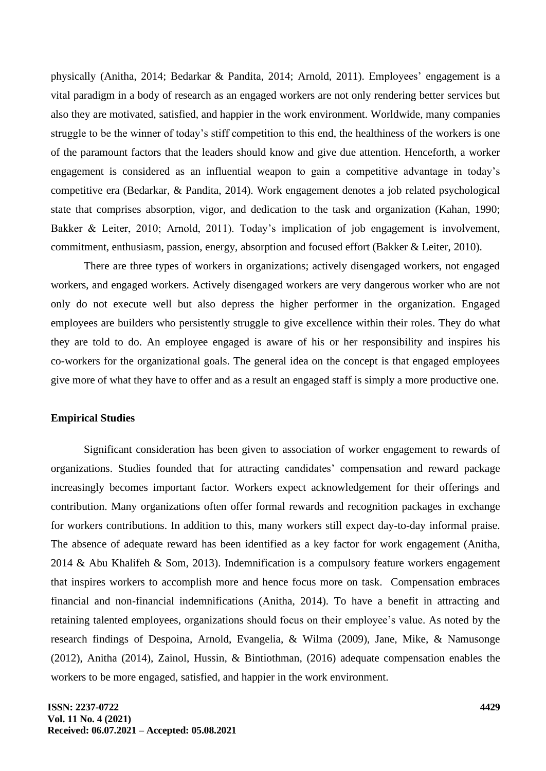physically (Anitha, 2014; Bedarkar & Pandita, 2014; Arnold, 2011). Employees' engagement is a vital paradigm in a body of research as an engaged workers are not only rendering better services but also they are motivated, satisfied, and happier in the work environment. Worldwide, many companies struggle to be the winner of today's stiff competition to this end, the healthiness of the workers is one of the paramount factors that the leaders should know and give due attention. Henceforth, a worker engagement is considered as an influential weapon to gain a competitive advantage in today's competitive era (Bedarkar, & Pandita, 2014). Work engagement denotes a job related psychological state that comprises absorption, vigor, and dedication to the task and organization (Kahan, 1990; Bakker & Leiter, 2010; Arnold, 2011). Today's implication of job engagement is involvement, commitment, enthusiasm, passion, energy, absorption and focused effort (Bakker & Leiter, 2010).

There are three types of workers in organizations; actively disengaged workers, not engaged workers, and engaged workers. Actively disengaged workers are very dangerous worker who are not only do not execute well but also depress the higher performer in the organization. Engaged employees are builders who persistently struggle to give excellence within their roles. They do what they are told to do. An employee engaged is aware of his or her responsibility and inspires his co-workers for the organizational goals. The general idea on the concept is that engaged employees give more of what they have to offer and as a result an engaged staff is simply a more productive one.

**Empirical Studies**

Significant consideration has been given to association of worker engagement to rewards of organizations. Studies founded that for attracting candidates' compensation and reward package increasingly becomes important factor. Workers expect acknowledgement for their offerings and contribution. Many organizations often offer formal rewards and recognition packages in exchange for workers contributions. In addition to this, many workers still expect day-to-day informal praise. The absence of adequate reward has been identified as a key factor for work engagement (Anitha, 2014 & Abu Khalifeh & Som, 2013). Indemnification is a compulsory feature workers engagement that inspires workers to accomplish more and hence focus more on task. Compensation embraces financial and non-financial indemnifications (Anitha, 2014). To have a benefit in attracting and retaining talented employees, organizations should focus on their employee's value. As noted by the research findings of Despoina, Arnold, Evangelia, & Wilma (2009), Jane, Mike, & Namusonge (2012), Anitha (2014), Zainol, Hussin, & Bintiothman, (2016) adequate compensation enables the workers to be more engaged, satisfied, and happier in the work environment.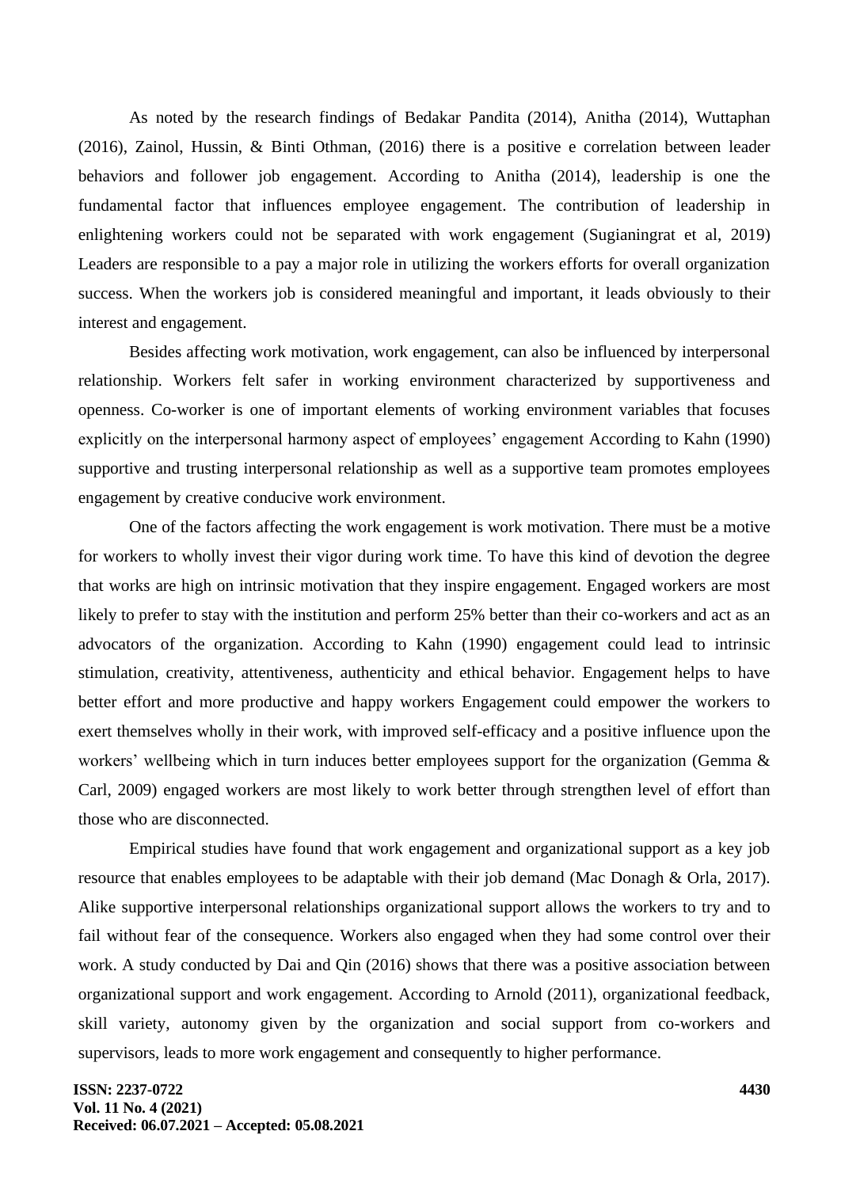As noted by the research findings of Bedakar Pandita (2014), Anitha (2014), Wuttaphan (2016), Zainol, Hussin, & Binti Othman, (2016) there is a positive e correlation between leader behaviors and follower job engagement. According to Anitha (2014), leadership is one the fundamental factor that influences employee engagement. The contribution of leadership in enlightening workers could not be separated with work engagement (Sugianingrat et al, 2019) Leaders are responsible to a pay a major role in utilizing the workers efforts for overall organization success. When the workers job is considered meaningful and important, it leads obviously to their interest and engagement.

Besides affecting work motivation, work engagement, can also be influenced by interpersonal relationship. Workers felt safer in working environment characterized by supportiveness and openness. Co-worker is one of important elements of working environment variables that focuses explicitly on the interpersonal harmony aspect of employees' engagement According to Kahn (1990) supportive and trusting interpersonal relationship as well as a supportive team promotes employees engagement by creative conducive work environment.

One of the factors affecting the work engagement is work motivation. There must be a motive for workers to wholly invest their vigor during work time. To have this kind of devotion the degree that works are high on intrinsic motivation that they inspire engagement. Engaged workers are most likely to prefer to stay with the institution and perform 25% better than their co-workers and act as an advocators of the organization. According to Kahn (1990) engagement could lead to intrinsic stimulation, creativity, attentiveness, authenticity and ethical behavior. Engagement helps to have better effort and more productive and happy workers Engagement could empower the workers to exert themselves wholly in their work, with improved self-efficacy and a positive influence upon the workers' wellbeing which in turn induces better employees support for the organization (Gemma & Carl, 2009) engaged workers are most likely to work better through strengthen level of effort than those who are disconnected.

Empirical studies have found that work engagement and organizational support as a key job resource that enables employees to be adaptable with their job demand (Mac Donagh & Orla, 2017). Alike supportive interpersonal relationships organizational support allows the workers to try and to fail without fear of the consequence. Workers also engaged when they had some control over their work. A study conducted by Dai and Qin (2016) shows that there was a positive association between organizational support and work engagement. According to Arnold (2011), organizational feedback, skill variety, autonomy given by the organization and social support from co-workers and supervisors, leads to more work engagement and consequently to higher performance.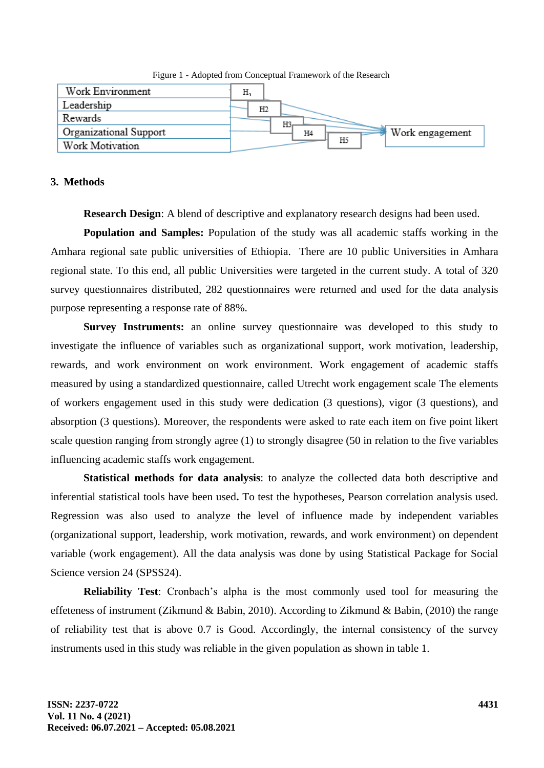Figure 1 - Adopted from Conceptual Framework of the Research

| Independent variables | Hypothesis | Dependent variable |
|---|---|---|
| Work Environment | H1 | Work engagement |
| Leadership | H2 | Work engagement |
| Rewards | H3 | Work engagement |
| Organizational Support | H4 | Work engagement |
| Work Motivation | H5 | Work engagement |

## 3. Methods

**Research Design**: A blend of descriptive and explanatory research designs had been used.

**Population and Samples:** Population of the study was all academic staffs working in the Amhara regional sate public universities of Ethiopia. There are 10 public Universities in Amhara regional state. To this end, all public Universities were targeted in the current study. A total of 320 survey questionnaires distributed, 282 questionnaires were returned and used for the data analysis purpose representing a response rate of 88%.

**Survey Instruments:** an online survey questionnaire was developed to this study to investigate the influence of variables such as organizational support, work motivation, leadership, rewards, and work environment on work environment. Work engagement of academic staffs measured by using a standardized questionnaire, called Utrecht work engagement scale The elements of workers engagement used in this study were dedication (3 questions), vigor (3 questions), and absorption (3 questions). Moreover, the respondents were asked to rate each item on five point likert scale question ranging from strongly agree (1) to strongly disagree (50 in relation to the five variables influencing academic staffs work engagement.

**Statistical methods for data analysis**: to analyze the collected data both descriptive and inferential statistical tools have been used**.** To test the hypotheses, Pearson correlation analysis used. Regression was also used to analyze the level of influence made by independent variables (organizational support, leadership, work motivation, rewards, and work environment) on dependent variable (work engagement). All the data analysis was done by using Statistical Package for Social Science version 24 (SPSS24).

**Reliability Test**: Cronbach's alpha is the most commonly used tool for measuring the effeteness of instrument (Zikmund & Babin, 2010). According to Zikmund & Babin, (2010) the range of reliability test that is above 0.7 is Good. Accordingly, the internal consistency of the survey instruments used in this study was reliable in the given population as shown in table 1.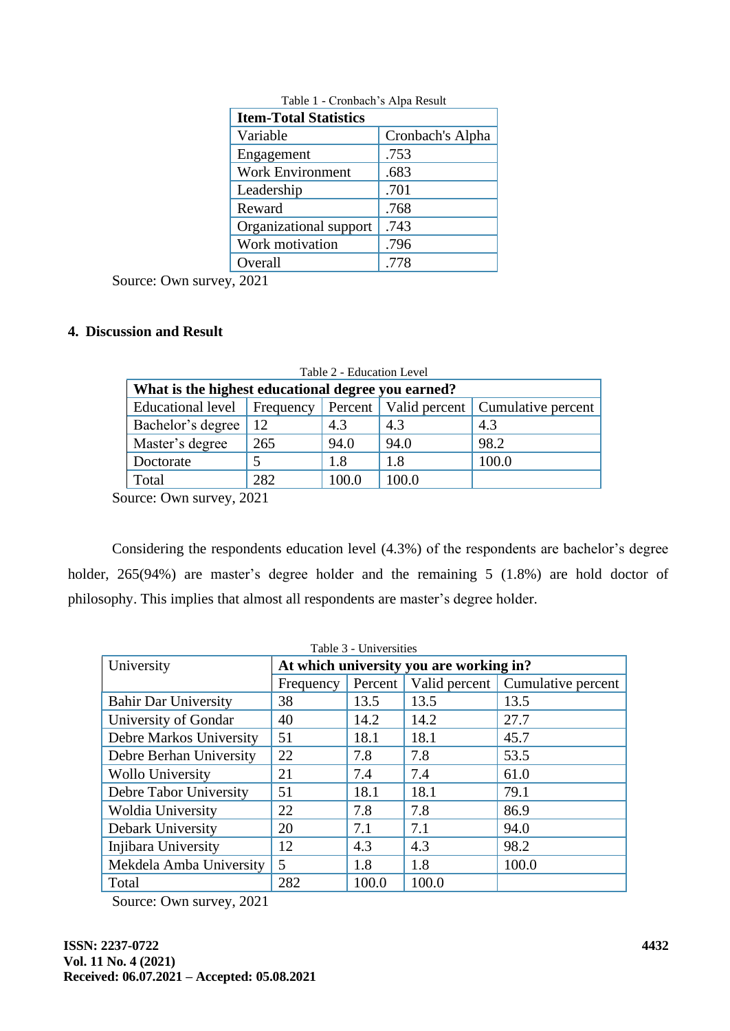Table 1 - Cronbach's Alpa Result

| Item-Total Statistics | |
|---|---|
| Variable | Cronbach's Alpha |
| Engagement | .753 |
| Work Environment | .683 |
| Leadership | .701 |
| Reward | .768 |
| Organizational support | .743 |
| Work motivation | .796 |
| Overall | .778 |

Source: Own survey, 2021

## 4. Discussion and Result

Table 2 - Education Level

| What is the highest educational degree you earned? | | | | |
|---|---|---|---|---|
| Educational level | Frequency | Percent | Valid percent | Cumulative percent |
| Bachelor's degree | 12 | 4.3 | 4.3 | 4.3 |
| Master's degree | 265 | 94.0 | 94.0 | 98.2 |
| Doctorate | 5 | 1.8 | 1.8 | 100.0 |
| Total | 282 | 100.0 | 100.0 | |

Source: Own survey, 2021

Considering the respondents education level (4.3%) of the respondents are bachelor's degree holder, 265(94%) are master's degree holder and the remaining 5 (1.8%) are hold doctor of philosophy. This implies that almost all respondents are master's degree holder.

Table 3 - Universities

| University | At which university you are working in? | | | |
|---|---|---|---|---|
| | Frequency | Percent | Valid percent | Cumulative percent |
| Bahir Dar University | 38 | 13.5 | 13.5 | 13.5 |
| University of Gondar | 40 | 14.2 | 14.2 | 27.7 |
| Debre Markos University | 51 | 18.1 | 18.1 | 45.7 |
| Debre Berhan University | 22 | 7.8 | 7.8 | 53.5 |
| Wollo University | 21 | 7.4 | 7.4 | 61.0 |
| Debre Tabor University | 51 | 18.1 | 18.1 | 79.1 |
| Woldia University | 22 | 7.8 | 7.8 | 86.9 |
| Debark University | 20 | 7.1 | 7.1 | 94.0 |
| Injibara University | 12 | 4.3 | 4.3 | 98.2 |
| Mekdela Amba University | 5 | 1.8 | 1.8 | 100.0 |
| Total | 282 | 100.0 | 100.0 | |

Source: Own survey, 2021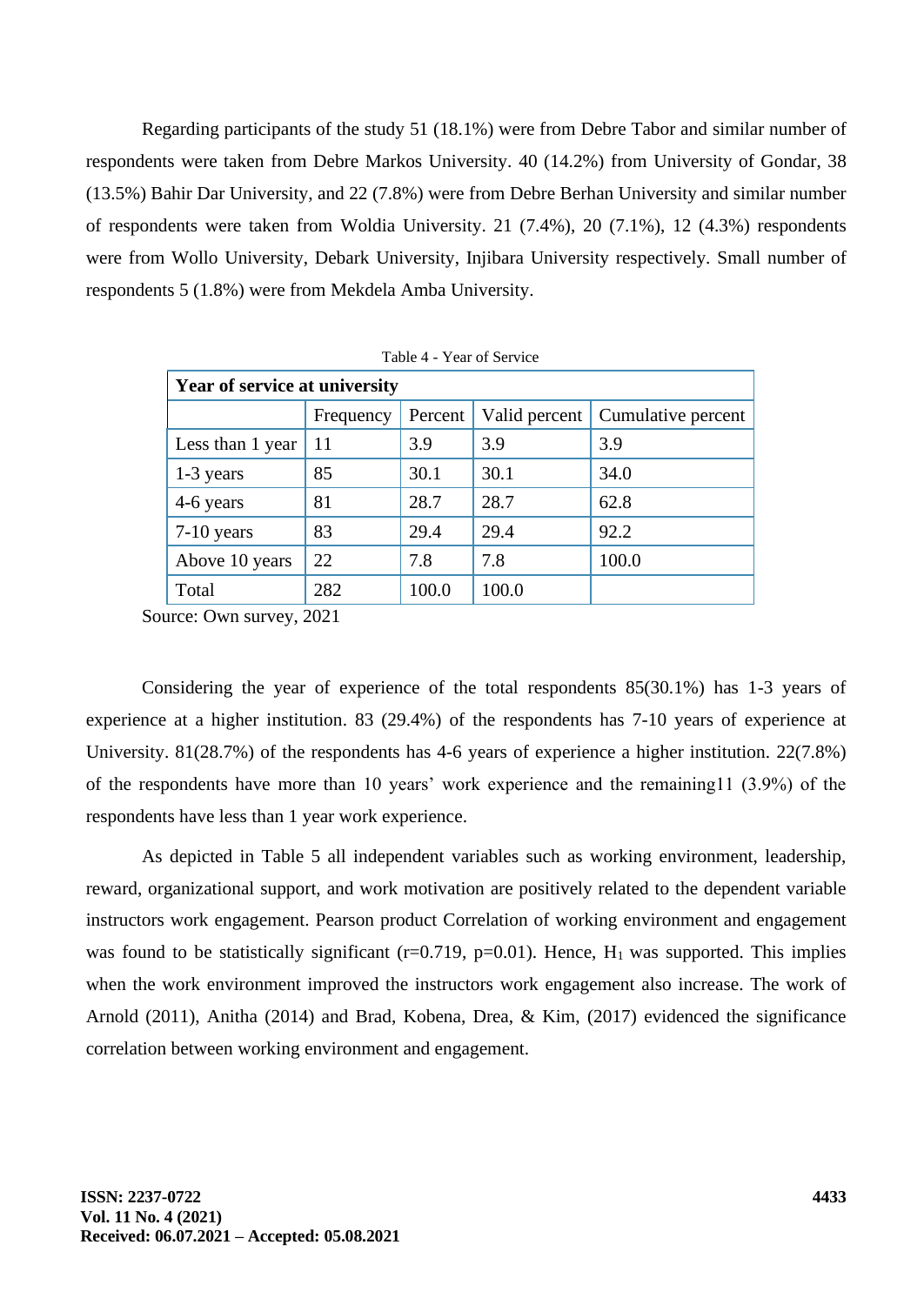Regarding participants of the study 51 (18.1%) were from Debre Tabor and similar number of respondents were taken from Debre Markos University. 40 (14.2%) from University of Gondar, 38 (13.5%) Bahir Dar University, and 22 (7.8%) were from Debre Berhan University and similar number of respondents were taken from Woldia University. 21 (7.4%), 20 (7.1%), 12 (4.3%) respondents were from Wollo University, Debark University, Injibara University respectively. Small number of respondents 5 (1.8%) were from Mekdela Amba University.

Table 4 - Year of Service

| **Year of service at university** | | | | |
|---|---|---|---|---|
| | Frequency | Percent | Valid percent | Cumulative percent |
| Less than 1 year | 11 | 3.9 | 3.9 | 3.9 |
| 1-3 years | 85 | 30.1 | 30.1 | 34.0 |
| 4-6 years | 81 | 28.7 | 28.7 | 62.8 |
| 7-10 years | 83 | 29.4 | 29.4 | 92.2 |
| Above 10 years | 22 | 7.8 | 7.8 | 100.0 |
| Total | 282 | 100.0 | 100.0 | |

Source: Own survey, 2021

Considering the year of experience of the total respondents 85(30.1%) has 1-3 years of experience at a higher institution. 83 (29.4%) of the respondents has 7-10 years of experience at University. 81(28.7%) of the respondents has 4-6 years of experience a higher institution. 22(7.8%) of the respondents have more than 10 years' work experience and the remaining11 (3.9%) of the respondents have less than 1 year work experience.

As depicted in Table 5 all independent variables such as working environment, leadership, reward, organizational support, and work motivation are positively related to the dependent variable instructors work engagement. Pearson product Correlation of working environment and engagement was found to be statistically significant ($r=0.719$, $p=0.01$). Hence, $H_1$ was supported. This implies when the work environment improved the instructors work engagement also increase. The work of Arnold (2011), Anitha (2014) and Brad, Kobena, Drea, & Kim, (2017) evidenced the significance correlation between working environment and engagement.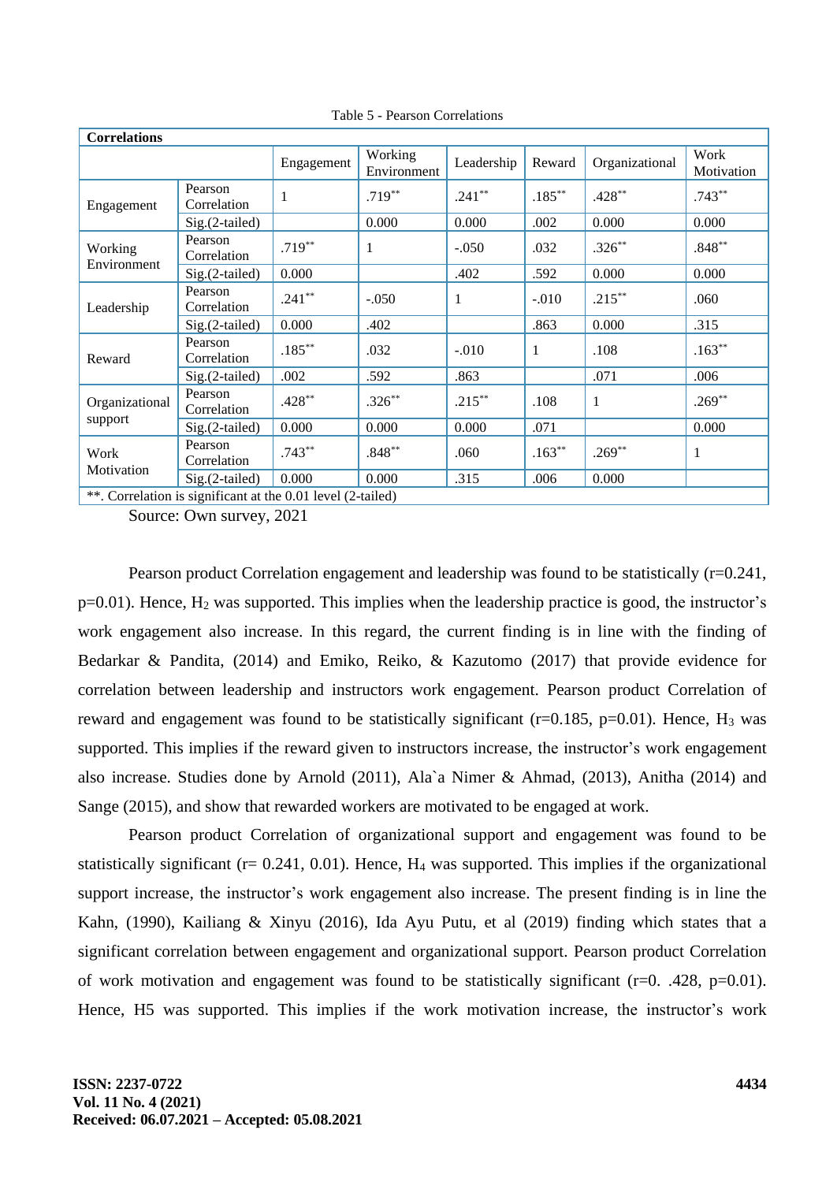Table 5 - Pearson Correlations

| Correlations | | | | | | | |
|---|---|---|---|---|---|---|---|
| | | Engagement | Working Environment | Leadership | Reward | Organizational | Work Motivation |
| Engagement | Pearson Correlation | 1 | .719** | .241** | .185** | .428** | .743** |
| | Sig.(2-tailed) | | 0.000 | 0.000 | .002 | 0.000 | 0.000 |
| Working Environment | Pearson Correlation | .719** | 1 | -.050 | .032 | .326** | .848** |
| | Sig.(2-tailed) | 0.000 | | .402 | .592 | 0.000 | 0.000 |
| Leadership | Pearson Correlation | .241** | -.050 | 1 | -.010 | .215** | .060 |
| | Sig.(2-tailed) | 0.000 | .402 | | .863 | 0.000 | .315 |
| Reward | Pearson Correlation | .185** | .032 | -.010 | 1 | .108 | .163** |
| | Sig.(2-tailed) | .002 | .592 | .863 | | .071 | .006 |
| Organizational support | Pearson Correlation | .428** | .326** | .215** | .108 | 1 | .269** |
| | Sig.(2-tailed) | 0.000 | 0.000 | 0.000 | .071 | | 0.000 |
| Work Motivation | Pearson Correlation | .743** | .848** | .060 | .163** | .269** | 1 |
| | Sig.(2-tailed) | 0.000 | 0.000 | .315 | .006 | 0.000 | |
| **. Correlation is significant at the 0.01 level (2-tailed) | | | | | | | |

Source: Own survey, 2021

Pearson product Correlation engagement and leadership was found to be statistically ($r=0.241$, $p=0.01$). Hence, $H_2$ was supported. This implies when the leadership practice is good, the instructor's work engagement also increase. In this regard, the current finding is in line with the finding of Bedarkar & Pandita, (2014) and Emiko, Reiko, & Kazutomo (2017) that provide evidence for correlation between leadership and instructors work engagement. Pearson product Correlation of reward and engagement was found to be statistically significant ($r=0.185$, $p=0.01$). Hence, $H_3$ was supported. This implies if the reward given to instructors increase, the instructor's work engagement also increase. Studies done by Arnold (2011), Ala`a Nimer & Ahmad, (2013), Anitha (2014) and Sange (2015), and show that rewarded workers are motivated to be engaged at work.

Pearson product Correlation of organizational support and engagement was found to be statistically significant ($r= 0.241$, $0.01$). Hence, $H_4$ was supported. This implies if the organizational support increase, the instructor's work engagement also increase. The present finding is in line the Kahn, (1990), Kailiang & Xinyu (2016), Ida Ayu Putu, et al (2019) finding which states that a significant correlation between engagement and organizational support. Pearson product Correlation of work motivation and engagement was found to be statistically significant ($r=0.\ .428$, $p=0.01$). Hence, H5 was supported. This implies if the work motivation increase, the instructor's work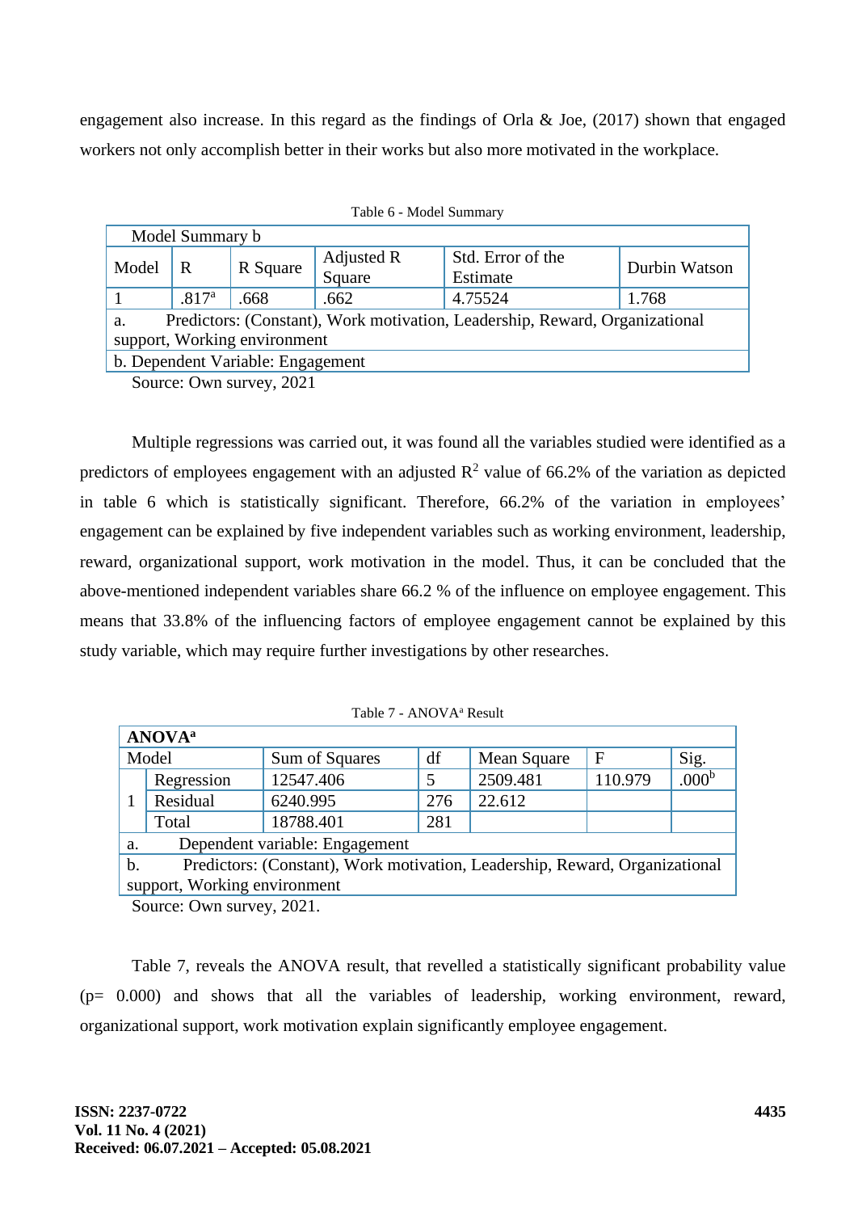engagement also increase. In this regard as the findings of Orla & Joe, (2017) shown that engaged workers not only accomplish better in their works but also more motivated in the workplace.

Table 6 - Model Summary

| Model Summary b | | | | | |
|---|---|---|---|---|---|
| Model | R | R Square | Adjusted R Square | Std. Error of the Estimate | Durbin Watson |
| 1 | .817[a] | .668 | .662 | 4.75524 | 1.768 |
| a. Predictors: (Constant), Work motivation, Leadership, Reward, Organizational support, Working environment | | | | | |
| b. Dependent Variable: Engagement | | | | | |

Source: Own survey, 2021

Multiple regressions was carried out, it was found all the variables studied were identified as a predictors of employees engagement with an adjusted $R^2$ value of 66.2% of the variation as depicted in table 6 which is statistically significant. Therefore, 66.2% of the variation in employees' engagement can be explained by five independent variables such as working environment, leadership, reward, organizational support, work motivation in the model. Thus, it can be concluded that the above-mentioned independent variables share 66.2 % of the influence on employee engagement. This means that 33.8% of the influencing factors of employee engagement cannot be explained by this study variable, which may require further investigations by other researches.

Table 7 - ANOVA[a] Result

| ANOVA[a] | | | | | | |
|---|---|---|---|---|---|---|
| Model | | Sum of Squares | df | Mean Square | F | Sig. |
| 1 | Regression | 12547.406 | 5 | 2509.481 | 110.979 | .000[b] |
| | Residual | 6240.995 | 276 | 22.612 | | |
| | Total | 18788.401 | 281 | | | |
| a. Dependent variable: Engagement | | | | | | |
| b. Predictors: (Constant), Work motivation, Leadership, Reward, Organizational support, Working environment | | | | | | |

Source: Own survey, 2021.

Table 7, reveals the ANOVA result, that revelled a statistically significant probability value (p= 0.000) and shows that all the variables of leadership, working environment, reward, organizational support, work motivation explain significantly employee engagement.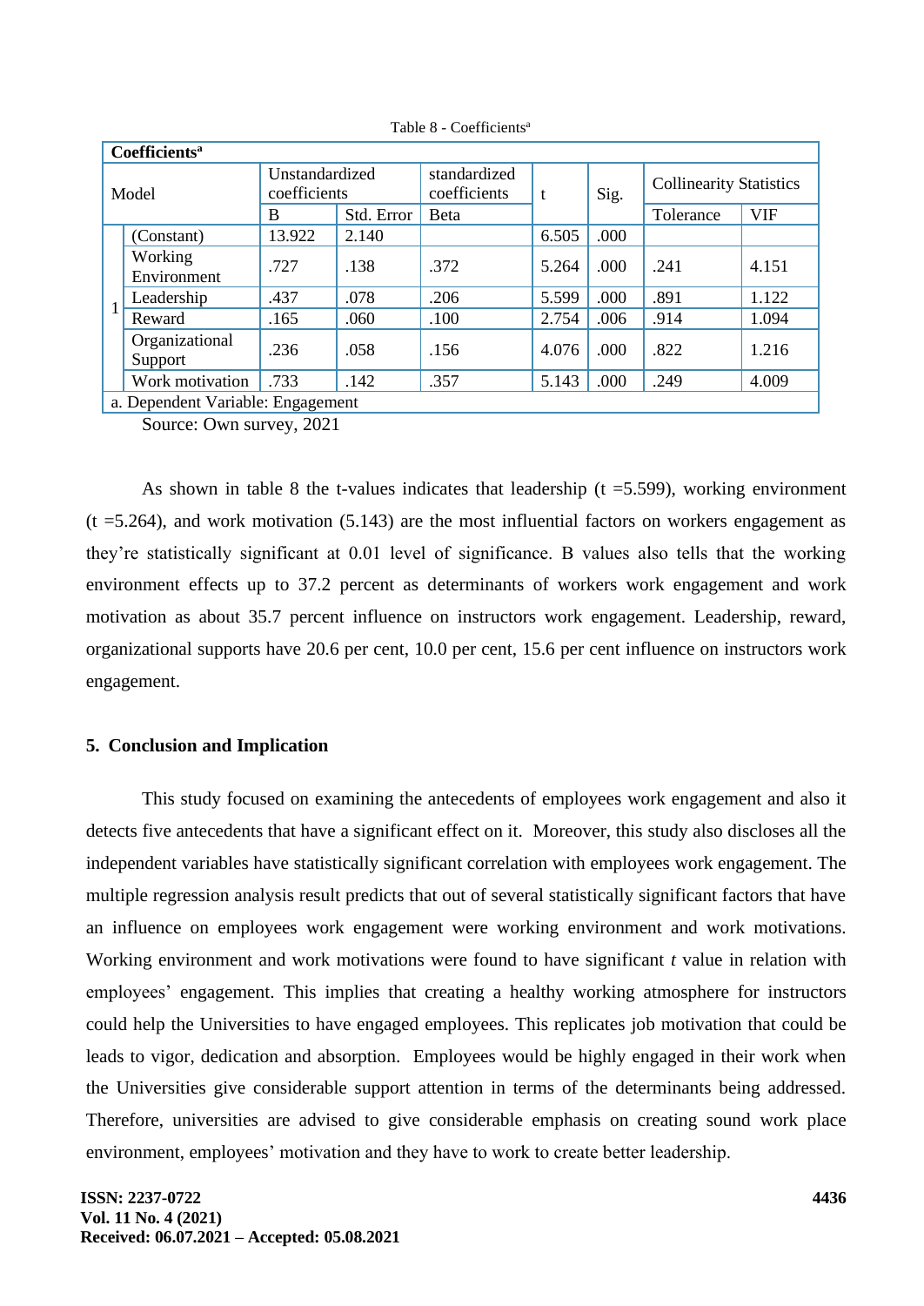Table 8 - Coefficients[a]

| Model | | Unstandardized coefficients | | standardized coefficients | t | Sig. | Collinearity Statistics | |
|---|---|---|---|---|---|---|---|---|
| | | B | Std. Error | Beta | | | Tolerance | VIF |
| 1 | (Constant) | 13.922 | 2.140 | | 6.505 | .000 | | |
| | Working Environment | .727 | .138 | .372 | 5.264 | .000 | .241 | 4.151 |
| | Leadership | .437 | .078 | .206 | 5.599 | .000 | .891 | 1.122 |
| | Reward | .165 | .060 | .100 | 2.754 | .006 | .914 | 1.094 |
| | Organizational Support | .236 | .058 | .156 | 4.076 | .000 | .822 | 1.216 |
| | Work motivation | .733 | .142 | .357 | 5.143 | .000 | .249 | 4.009 |

a. Dependent Variable: Engagement

Source: Own survey, 2021

As shown in table 8 the t-values indicates that leadership (t =5.599), working environment (t =5.264), and work motivation (5.143) are the most influential factors on workers engagement as they're statistically significant at 0.01 level of significance. B values also tells that the working environment effects up to 37.2 percent as determinants of workers work engagement and work motivation as about 35.7 percent influence on instructors work engagement. Leadership, reward, organizational supports have 20.6 per cent, 10.0 per cent, 15.6 per cent influence on instructors work engagement.

## 5. Conclusion and Implication

This study focused on examining the antecedents of employees work engagement and also it detects five antecedents that have a significant effect on it. Moreover, this study also discloses all the independent variables have statistically significant correlation with employees work engagement. The multiple regression analysis result predicts that out of several statistically significant factors that have an influence on employees work engagement were working environment and work motivations. Working environment and work motivations were found to have significant *t* value in relation with employees' engagement. This implies that creating a healthy working atmosphere for instructors could help the Universities to have engaged employees. This replicates job motivation that could be leads to vigor, dedication and absorption. Employees would be highly engaged in their work when the Universities give considerable support attention in terms of the determinants being addressed. Therefore, universities are advised to give considerable emphasis on creating sound work place environment, employees' motivation and they have to work to create better leadership.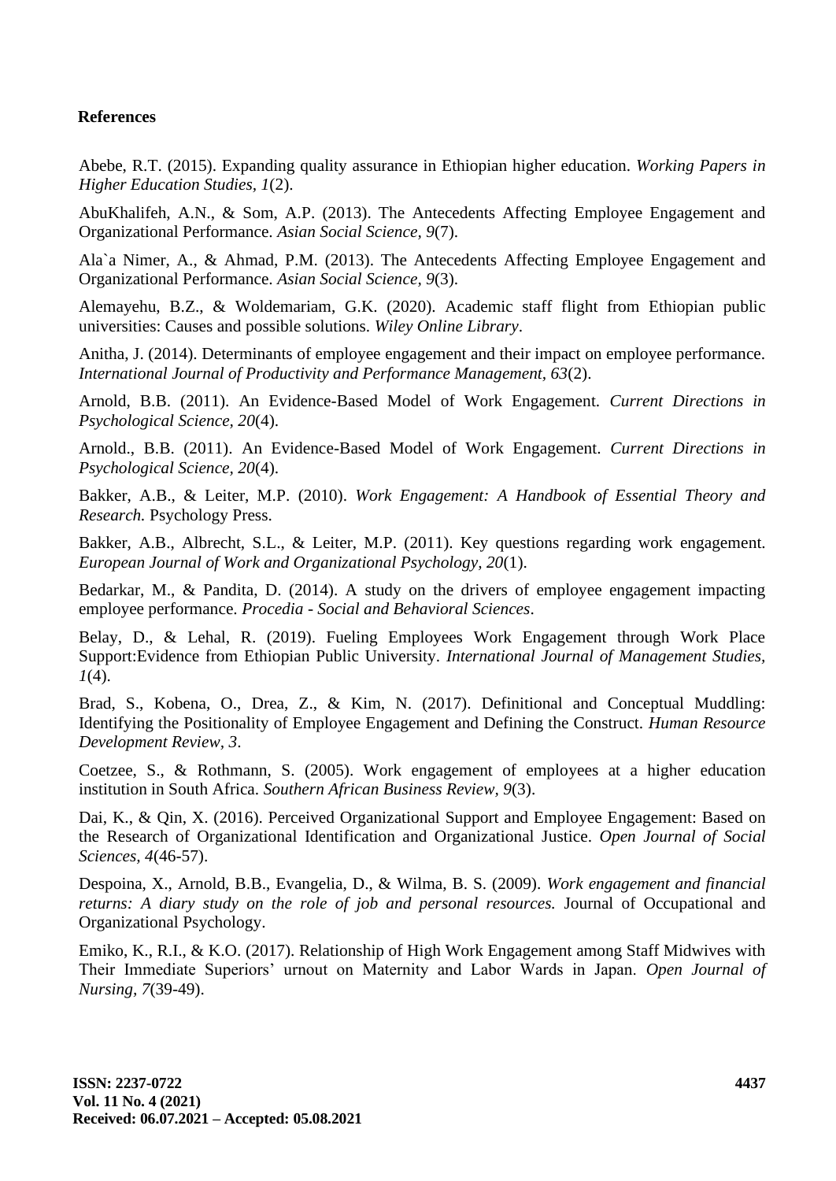**References**

Abebe, R.T. (2015). Expanding quality assurance in Ethiopian higher education. *Working Papers in Higher Education Studies, 1*(2).

AbuKhalifeh, A.N., & Som, A.P. (2013). The Antecedents Affecting Employee Engagement and Organizational Performance. *Asian Social Science, 9*(7).

Ala`a Nimer, A., & Ahmad, P.M. (2013). The Antecedents Affecting Employee Engagement and Organizational Performance. *Asian Social Science, 9*(3).

Alemayehu, B.Z., & Woldemariam, G.K. (2020). Academic staff flight from Ethiopian public universities: Causes and possible solutions. *Wiley Online Library*.

Anitha, J. (2014). Determinants of employee engagement and their impact on employee performance. *International Journal of Productivity and Performance Management, 63*(2).

Arnold, B.B. (2011). An Evidence-Based Model of Work Engagement. *Current Directions in Psychological Science, 20*(4).

Arnold., B.B. (2011). An Evidence-Based Model of Work Engagement. *Current Directions in Psychological Science, 20*(4).

Bakker, A.B., & Leiter, M.P. (2010). *Work Engagement: A Handbook of Essential Theory and Research.* Psychology Press.

Bakker, A.B., Albrecht, S.L., & Leiter, M.P. (2011). Key questions regarding work engagement. *European Journal of Work and Organizational Psychology, 20*(1).

Bedarkar, M., & Pandita, D. (2014). A study on the drivers of employee engagement impacting employee performance. *Procedia - Social and Behavioral Sciences*.

Belay, D., & Lehal, R. (2019). Fueling Employees Work Engagement through Work Place Support:Evidence from Ethiopian Public University. *International Journal of Management Studies, 1*(4).

Brad, S., Kobena, O., Drea, Z., & Kim, N. (2017). Definitional and Conceptual Muddling: Identifying the Positionality of Employee Engagement and Defining the Construct. *Human Resource Development Review, 3*.

Coetzee, S., & Rothmann, S. (2005). Work engagement of employees at a higher education institution in South Africa. *Southern African Business Review, 9*(3).

Dai, K., & Qin, X. (2016). Perceived Organizational Support and Employee Engagement: Based on the Research of Organizational Identification and Organizational Justice. *Open Journal of Social Sciences, 4*(46-57).

Despoina, X., Arnold, B.B., Evangelia, D., & Wilma, B. S. (2009). *Work engagement and financial returns: A diary study on the role of job and personal resources.* Journal of Occupational and Organizational Psychology.

Emiko, K., R.I., & K.O. (2017). Relationship of High Work Engagement among Staff Midwives with Their Immediate Superiors' urnout on Maternity and Labor Wards in Japan. *Open Journal of Nursing, 7*(39-49).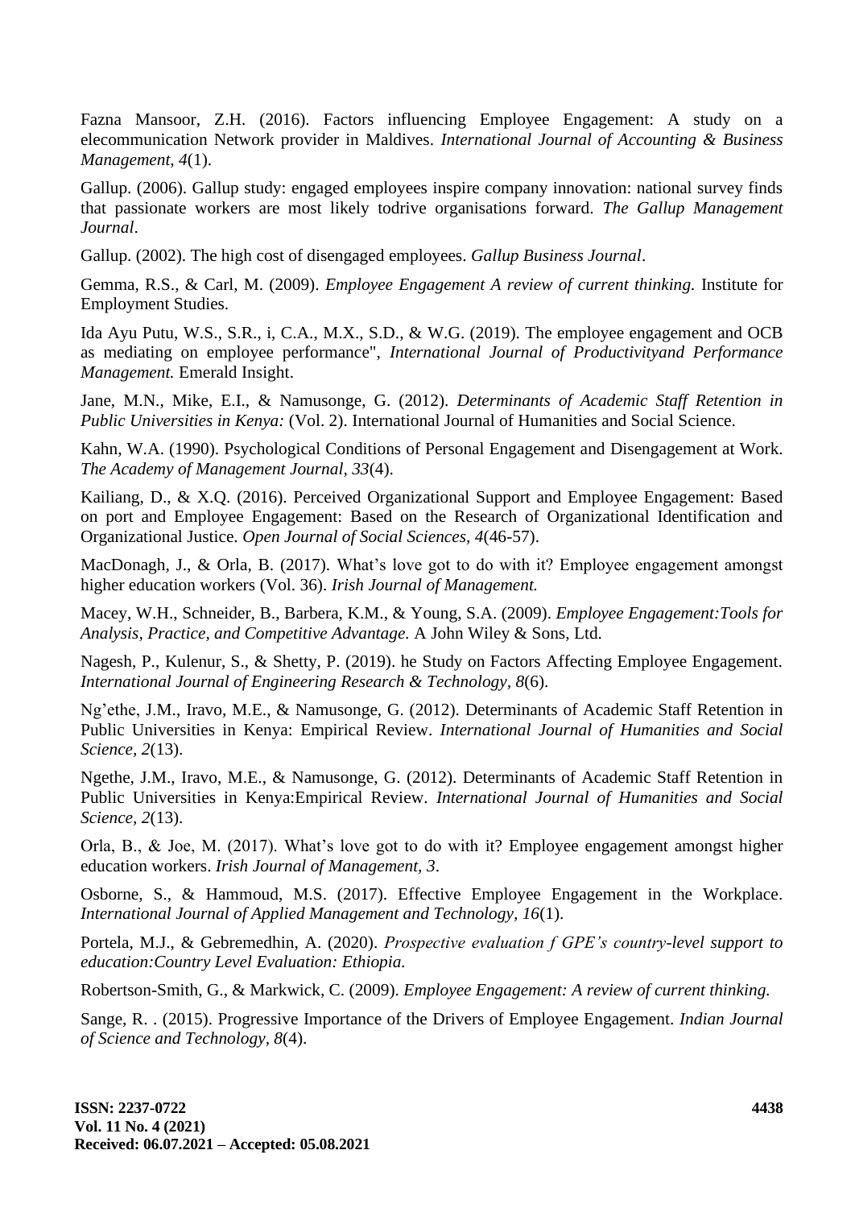Fazna Mansoor, Z.H. (2016). Factors influencing Employee Engagement: A study on a elecommunication Network provider in Maldives. *International Journal of Accounting & Business Management, 4*(1).

Gallup. (2006). Gallup study: engaged employees inspire company innovation: national survey finds that passionate workers are most likely todrive organisations forward. *The Gallup Management Journal*.

Gallup. (2002). The high cost of disengaged employees. *Gallup Business Journal*.

Gemma, R.S., & Carl, M. (2009). *Employee Engagement A review of current thinking.* Institute for Employment Studies.

Ida Ayu Putu, W.S., S.R., i, C.A., M.X., S.D., & W.G. (2019). The employee engagement and OCB as mediating on employee performance", *International Journal of Productivityand Performance Management.* Emerald Insight.

Jane, M.N., Mike, E.I., & Namusonge, G. (2012). *Determinants of Academic Staff Retention in Public Universities in Kenya:* (Vol. 2). International Journal of Humanities and Social Science.

Kahn, W.A. (1990). Psychological Conditions of Personal Engagement and Disengagement at Work. *The Academy of Management Journal, 33*(4).

Kailiang, D., & X.Q. (2016). Perceived Organizational Support and Employee Engagement: Based on port and Employee Engagement: Based on the Research of Organizational Identification and Organizational Justice. *Open Journal of Social Sciences, 4*(46-57).

MacDonagh, J., & Orla, B. (2017). What's love got to do with it? Employee engagement amongst higher education workers (Vol. 36). *Irish Journal of Management.*

Macey, W.H., Schneider, B., Barbera, K.M., & Young, S.A. (2009). *Employee Engagement:Tools for Analysis, Practice, and Competitive Advantage.* A John Wiley & Sons, Ltd.

Nagesh, P., Kulenur, S., & Shetty, P. (2019). he Study on Factors Affecting Employee Engagement. *International Journal of Engineering Research & Technology, 8*(6).

Ng'ethe, J.M., Iravo, M.E., & Namusonge, G. (2012). Determinants of Academic Staff Retention in Public Universities in Kenya: Empirical Review. *International Journal of Humanities and Social Science, 2*(13).

Ngethe, J.M., Iravo, M.E., & Namusonge, G. (2012). Determinants of Academic Staff Retention in Public Universities in Kenya:Empirical Review. *International Journal of Humanities and Social Science, 2*(13).

Orla, B., & Joe, M. (2017). What's love got to do with it? Employee engagement amongst higher education workers. *Irish Journal of Management, 3*.

Osborne, S., & Hammoud, M.S. (2017). Effective Employee Engagement in the Workplace. *International Journal of Applied Management and Technology, 16*(1).

Portela, M.J., & Gebremedhin, A. (2020). *Prospective evaluation f GPE's country-level support to education:Country Level Evaluation: Ethiopia.*

Robertson-Smith, G., & Markwick, C. (2009). *Employee Engagement: A review of current thinking.*

Sange, R. . (2015). Progressive Importance of the Drivers of Employee Engagement. *Indian Journal of Science and Technology, 8*(4).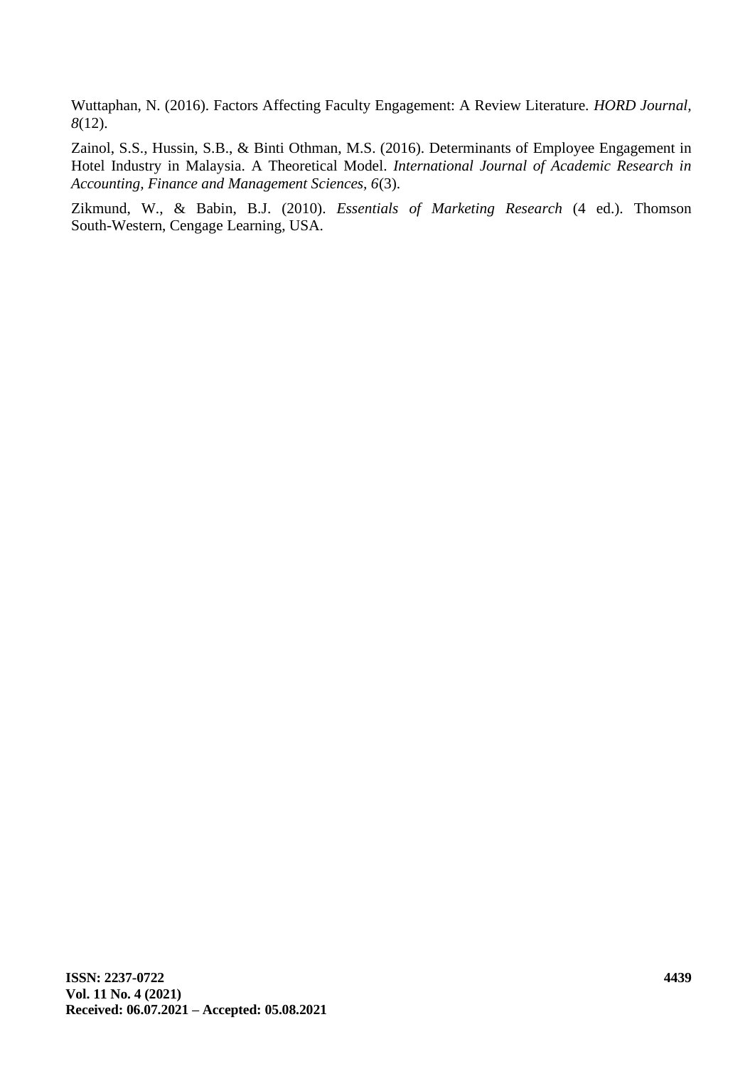Wuttaphan, N. (2016). Factors Affecting Faculty Engagement: A Review Literature. *HORD Journal*, *8*(12).

Zainol, S.S., Hussin, S.B., & Binti Othman, M.S. (2016). Determinants of Employee Engagement in Hotel Industry in Malaysia. A Theoretical Model. *International Journal of Academic Research in Accounting, Finance and Management Sciences*, *6*(3).

Zikmund, W., & Babin, B.J. (2010). *Essentials of Marketing Research* (4 ed.). Thomson South-Western, Cengage Learning, USA.